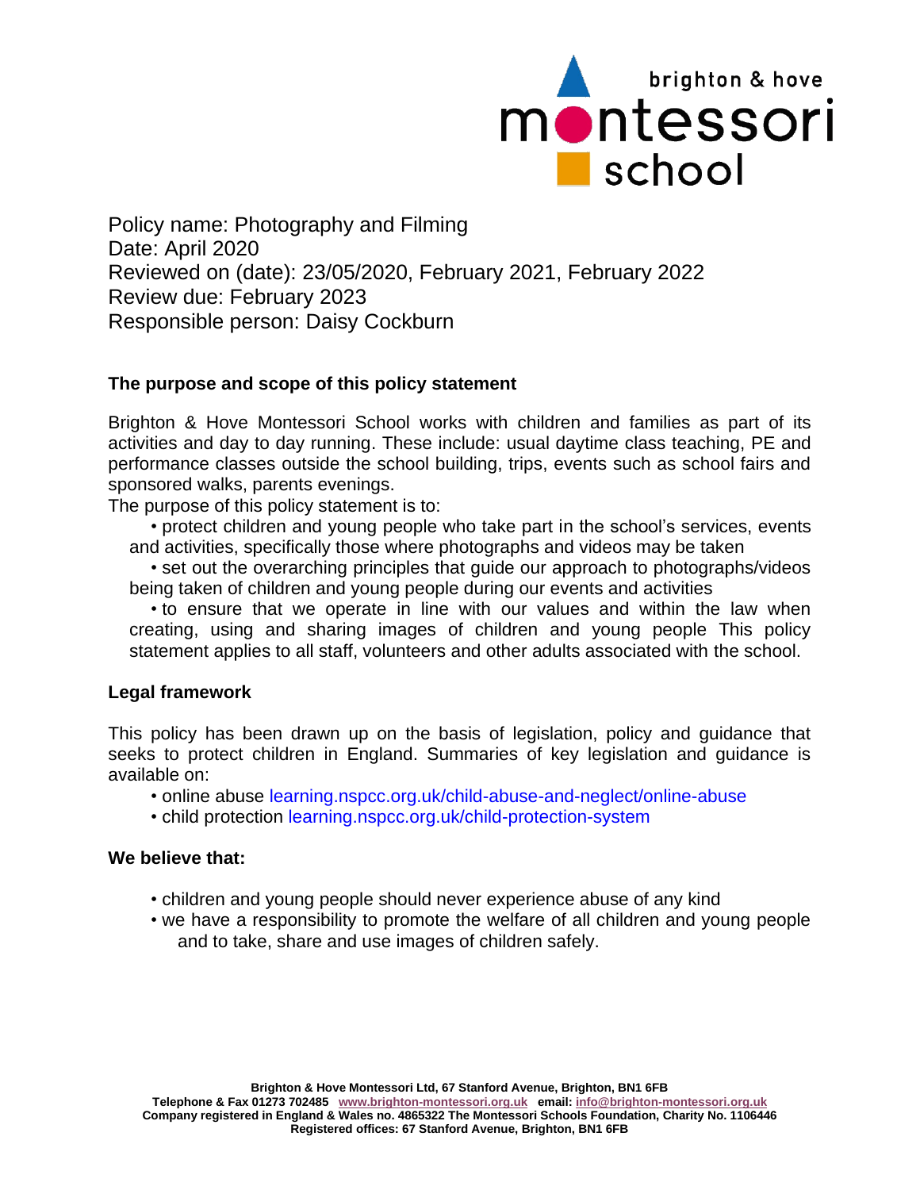brighton & hove montessori school

Policy name: Photography and Filming
Date: April 2020
Reviewed on (date): 23/05/2020, February 2021, February 2022
Review due: February 2023
Responsible person: Daisy Cockburn

## The purpose and scope of this policy statement

Brighton & Hove Montessori School works with children and families as part of its activities and day to day running. These include: usual daytime class teaching, PE and performance classes outside the school building, trips, events such as school fairs and sponsored walks, parents evenings.

The purpose of this policy statement is to:

- protect children and young people who take part in the school's services, events and activities, specifically those where photographs and videos may be taken
- set out the overarching principles that guide our approach to photographs/videos being taken of children and young people during our events and activities
- to ensure that we operate in line with our values and within the law when creating, using and sharing images of children and young people This policy statement applies to all staff, volunteers and other adults associated with the school.

## Legal framework

This policy has been drawn up on the basis of legislation, policy and guidance that seeks to protect children in England. Summaries of key legislation and guidance is available on:

- online abuse learning.nspcc.org.uk/child-abuse-and-neglect/online-abuse
- child protection learning.nspcc.org.uk/child-protection-system

## We believe that:

- children and young people should never experience abuse of any kind
- we have a responsibility to promote the welfare of all children and young people and to take, share and use images of children safely.

Brighton & Hove Montessori Ltd, 67 Stanford Avenue, Brighton, BN1 6FB
Telephone & Fax 01273 702485 www.brighton-montessori.org.uk email: info@brighton-montessori.org.uk
Company registered in England & Wales no. 4865322 The Montessori Schools Foundation, Charity No. 1106446
Registered offices: 67 Stanford Avenue, Brighton, BN1 6FB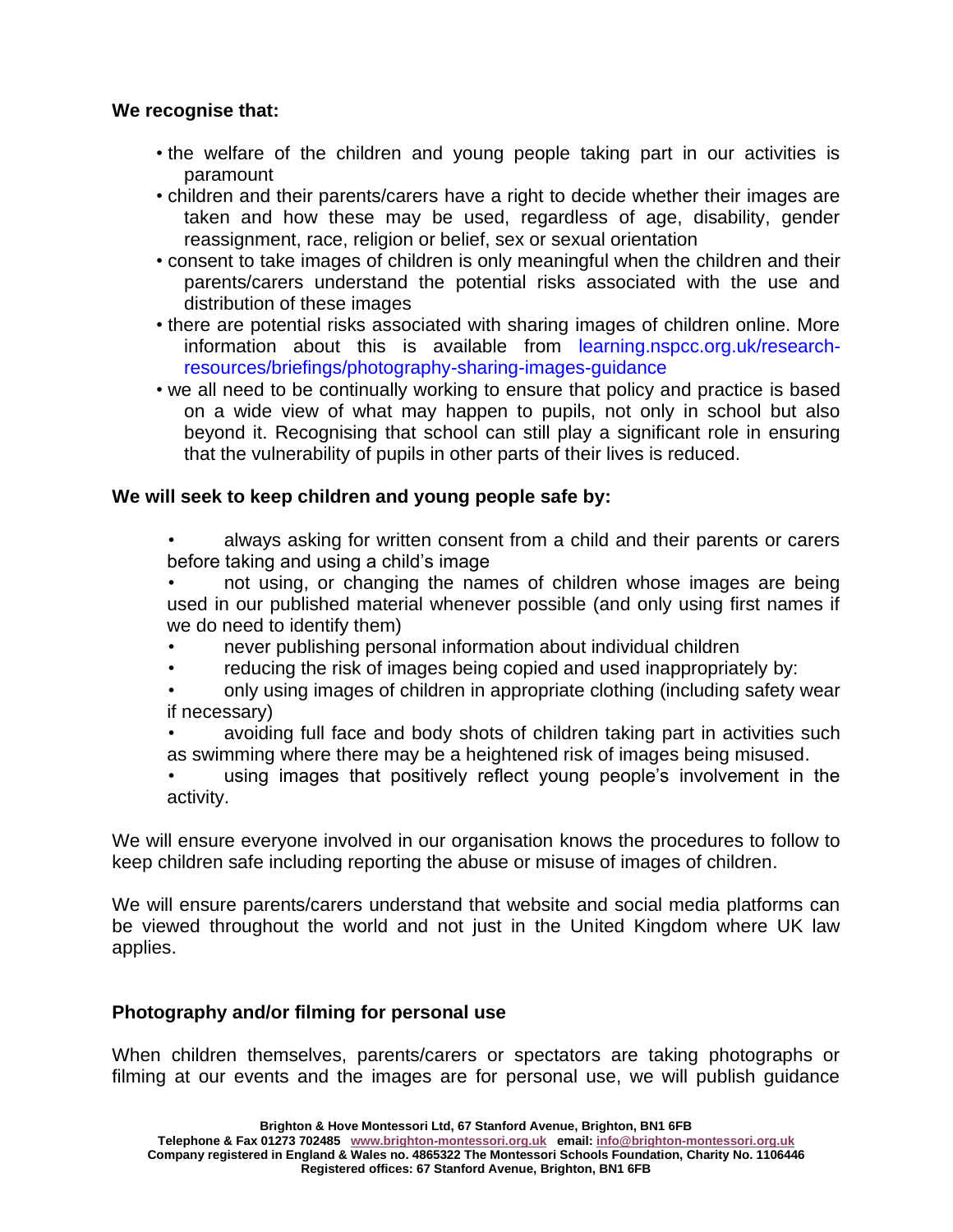**We recognise that:**

- the welfare of the children and young people taking part in our activities is paramount
- children and their parents/carers have a right to decide whether their images are taken and how these may be used, regardless of age, disability, gender reassignment, race, religion or belief, sex or sexual orientation
- consent to take images of children is only meaningful when the children and their parents/carers understand the potential risks associated with the use and distribution of these images
- there are potential risks associated with sharing images of children online. More information about this is available from learning.nspcc.org.uk/research-resources/briefings/photography-sharing-images-guidance
- we all need to be continually working to ensure that policy and practice is based on a wide view of what may happen to pupils, not only in school but also beyond it. Recognising that school can still play a significant role in ensuring that the vulnerability of pupils in other parts of their lives is reduced.

**We will seek to keep children and young people safe by:**

- always asking for written consent from a child and their parents or carers before taking and using a child's image
- not using, or changing the names of children whose images are being used in our published material whenever possible (and only using first names if we do need to identify them)
- never publishing personal information about individual children
- reducing the risk of images being copied and used inappropriately by:
- only using images of children in appropriate clothing (including safety wear if necessary)
- avoiding full face and body shots of children taking part in activities such as swimming where there may be a heightened risk of images being misused.
- using images that positively reflect young people's involvement in the activity.

We will ensure everyone involved in our organisation knows the procedures to follow to keep children safe including reporting the abuse or misuse of images of children.

We will ensure parents/carers understand that website and social media platforms can be viewed throughout the world and not just in the United Kingdom where UK law applies.

**Photography and/or filming for personal use**

When children themselves, parents/carers or spectators are taking photographs or filming at our events and the images are for personal use, we will publish guidance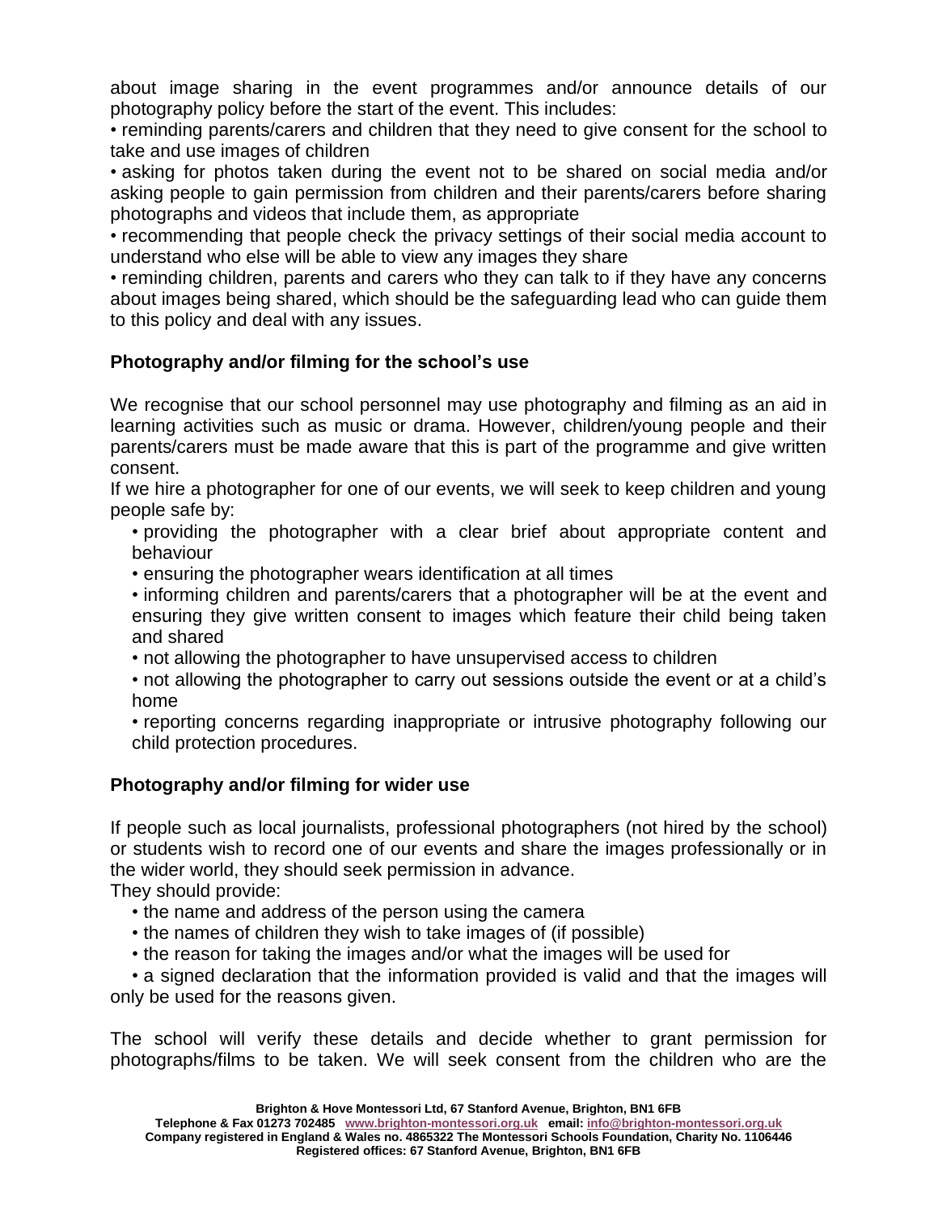about image sharing in the event programmes and/or announce details of our photography policy before the start of the event. This includes:

- reminding parents/carers and children that they need to give consent for the school to take and use images of children
- asking for photos taken during the event not to be shared on social media and/or asking people to gain permission from children and their parents/carers before sharing photographs and videos that include them, as appropriate
- recommending that people check the privacy settings of their social media account to understand who else will be able to view any images they share
- reminding children, parents and carers who they can talk to if they have any concerns about images being shared, which should be the safeguarding lead who can guide them to this policy and deal with any issues.

**Photography and/or filming for the school's use**

We recognise that our school personnel may use photography and filming as an aid in learning activities such as music or drama. However, children/young people and their parents/carers must be made aware that this is part of the programme and give written consent.

If we hire a photographer for one of our events, we will seek to keep children and young people safe by:

- providing the photographer with a clear brief about appropriate content and behaviour
- ensuring the photographer wears identification at all times
- informing children and parents/carers that a photographer will be at the event and ensuring they give written consent to images which feature their child being taken and shared
- not allowing the photographer to have unsupervised access to children
- not allowing the photographer to carry out sessions outside the event or at a child's home
- reporting concerns regarding inappropriate or intrusive photography following our child protection procedures.

**Photography and/or filming for wider use**

If people such as local journalists, professional photographers (not hired by the school) or students wish to record one of our events and share the images professionally or in the wider world, they should seek permission in advance.

They should provide:

- the name and address of the person using the camera
- the names of children they wish to take images of (if possible)
- the reason for taking the images and/or what the images will be used for
- a signed declaration that the information provided is valid and that the images will only be used for the reasons given.

The school will verify these details and decide whether to grant permission for photographs/films to be taken. We will seek consent from the children who are the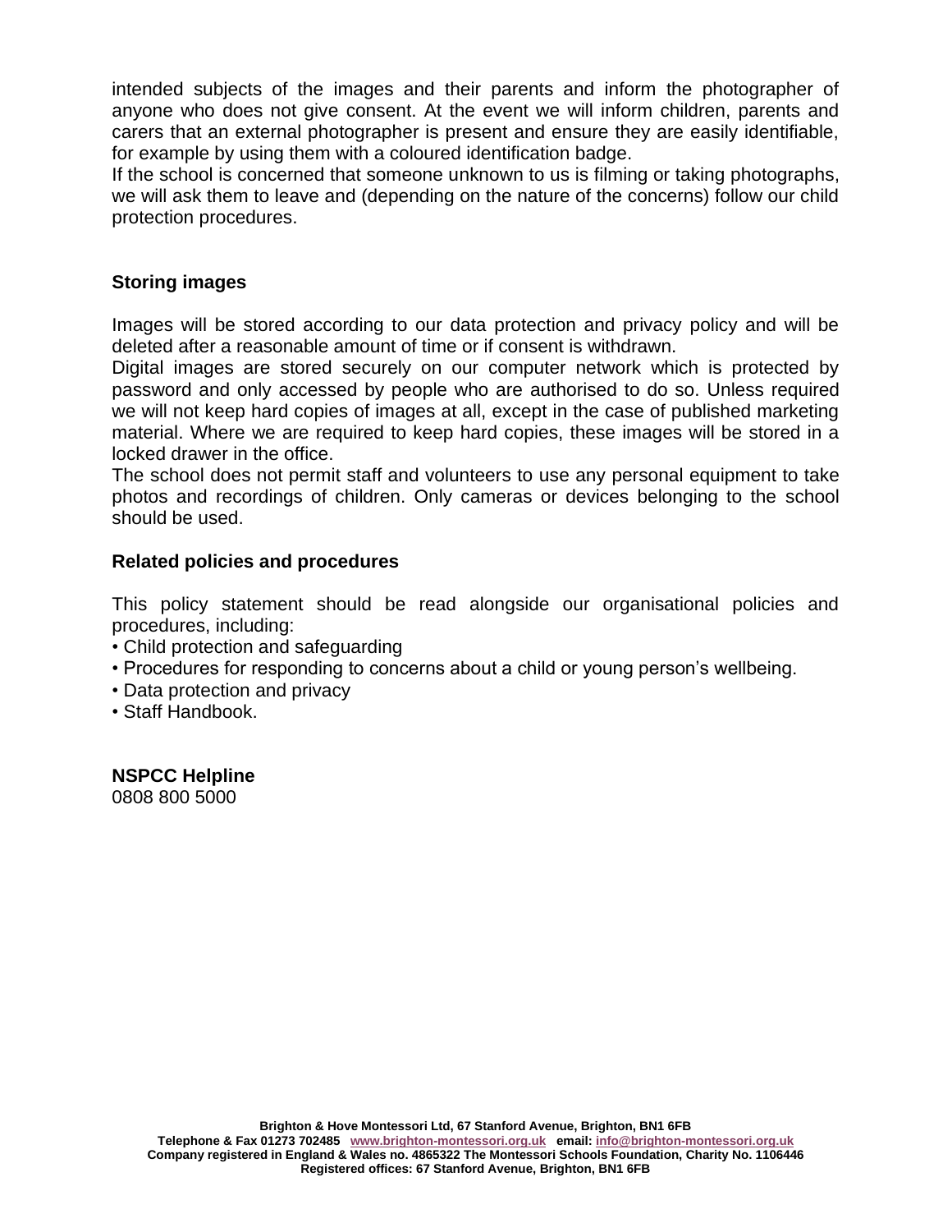intended subjects of the images and their parents and inform the photographer of anyone who does not give consent. At the event we will inform children, parents and carers that an external photographer is present and ensure they are easily identifiable, for example by using them with a coloured identification badge.

If the school is concerned that someone unknown to us is filming or taking photographs, we will ask them to leave and (depending on the nature of the concerns) follow our child protection procedures.

**Storing images**

Images will be stored according to our data protection and privacy policy and will be deleted after a reasonable amount of time or if consent is withdrawn.

Digital images are stored securely on our computer network which is protected by password and only accessed by people who are authorised to do so. Unless required we will not keep hard copies of images at all, except in the case of published marketing material. Where we are required to keep hard copies, these images will be stored in a locked drawer in the office.

The school does not permit staff and volunteers to use any personal equipment to take photos and recordings of children. Only cameras or devices belonging to the school should be used.

**Related policies and procedures**

This policy statement should be read alongside our organisational policies and procedures, including:

- Child protection and safeguarding
- Procedures for responding to concerns about a child or young person's wellbeing.
- Data protection and privacy
- Staff Handbook.

**NSPCC Helpline**
0808 800 5000

**Brighton & Hove Montessori Ltd, 67 Stanford Avenue, Brighton, BN1 6FB**
**Telephone & Fax 01273 702485 www.brighton-montessori.org.uk email: info@brighton-montessori.org.uk**
**Company registered in England & Wales no. 4865322 The Montessori Schools Foundation, Charity No. 1106446**
**Registered offices: 67 Stanford Avenue, Brighton, BN1 6FB**